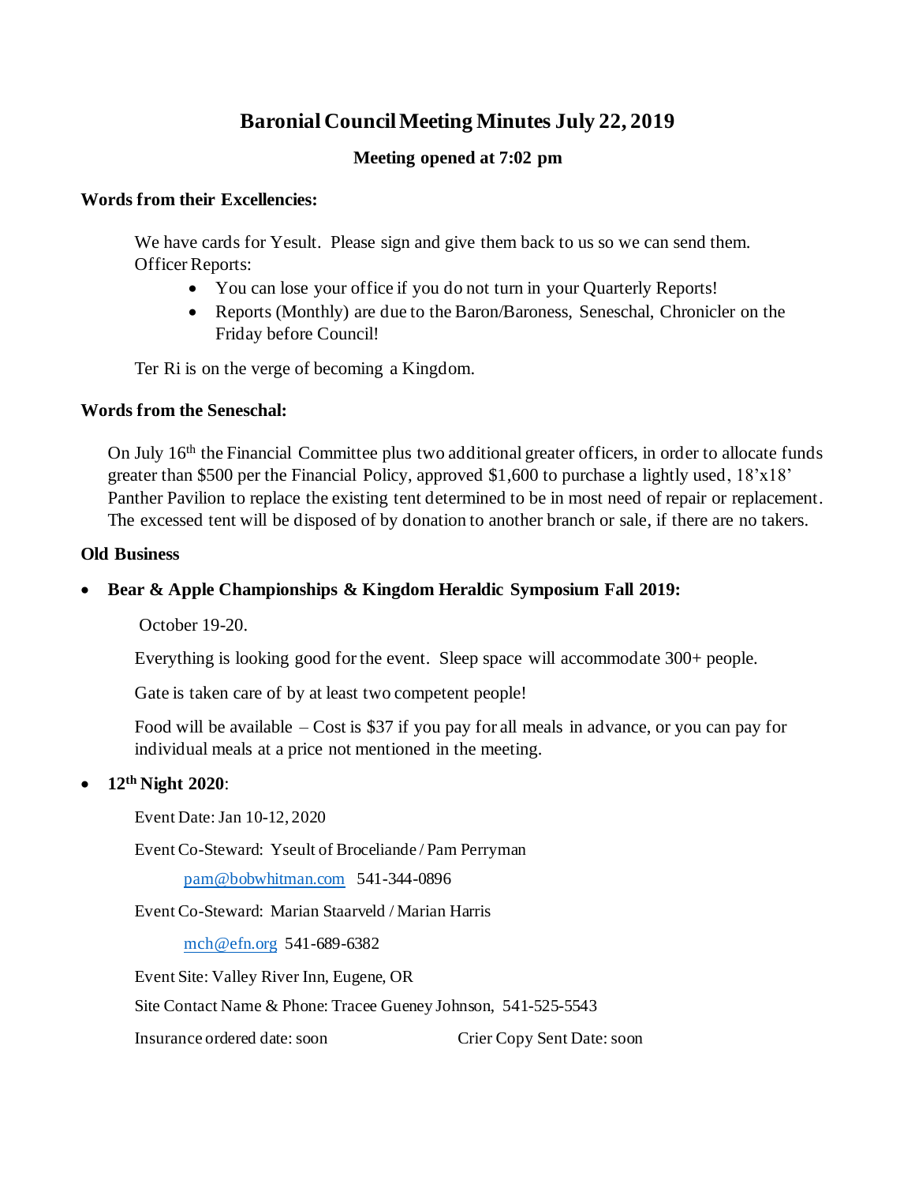# Baronial Council Meeting Minutes July 22, 2019

**Meeting opened at 7:02 pm**

**Words from their Excellencies:**

We have cards for Yesult. Please sign and give them back to us so we can send them.
Officer Reports:

- You can lose your office if you do not turn in your Quarterly Reports!
- Reports (Monthly) are due to the Baron/Baroness, Seneschal, Chronicler on the Friday before Council!

Ter Ri is on the verge of becoming a Kingdom.

**Words from the Seneschal:**

On July 16th the Financial Committee plus two additional greater officers, in order to allocate funds greater than $500 per the Financial Policy, approved $1,600 to purchase a lightly used, 18'x18' Panther Pavilion to replace the existing tent determined to be in most need of repair or replacement. The excessed tent will be disposed of by donation to another branch or sale, if there are no takers.

**Old Business**

- **Bear & Apple Championships & Kingdom Heraldic Symposium Fall 2019:**

  October 19-20.

  Everything is looking good for the event. Sleep space will accommodate 300+ people.

  Gate is taken care of by at least two competent people!

  Food will be available – Cost is $37 if you pay for all meals in advance, or you can pay for individual meals at a price not mentioned in the meeting.

- **12th Night 2020**:

  Event Date: Jan 10-12, 2020

  Event Co-Steward: Yseult of Broceliande / Pam Perryman

  pam@bobwhitman.com 541-344-0896

  Event Co-Steward: Marian Staarveld / Marian Harris

  mch@efn.org 541-689-6382

  Event Site: Valley River Inn, Eugene, OR

  Site Contact Name & Phone: Tracee Gueney Johnson, 541-525-5543

  Insurance ordered date: soon Crier Copy Sent Date: soon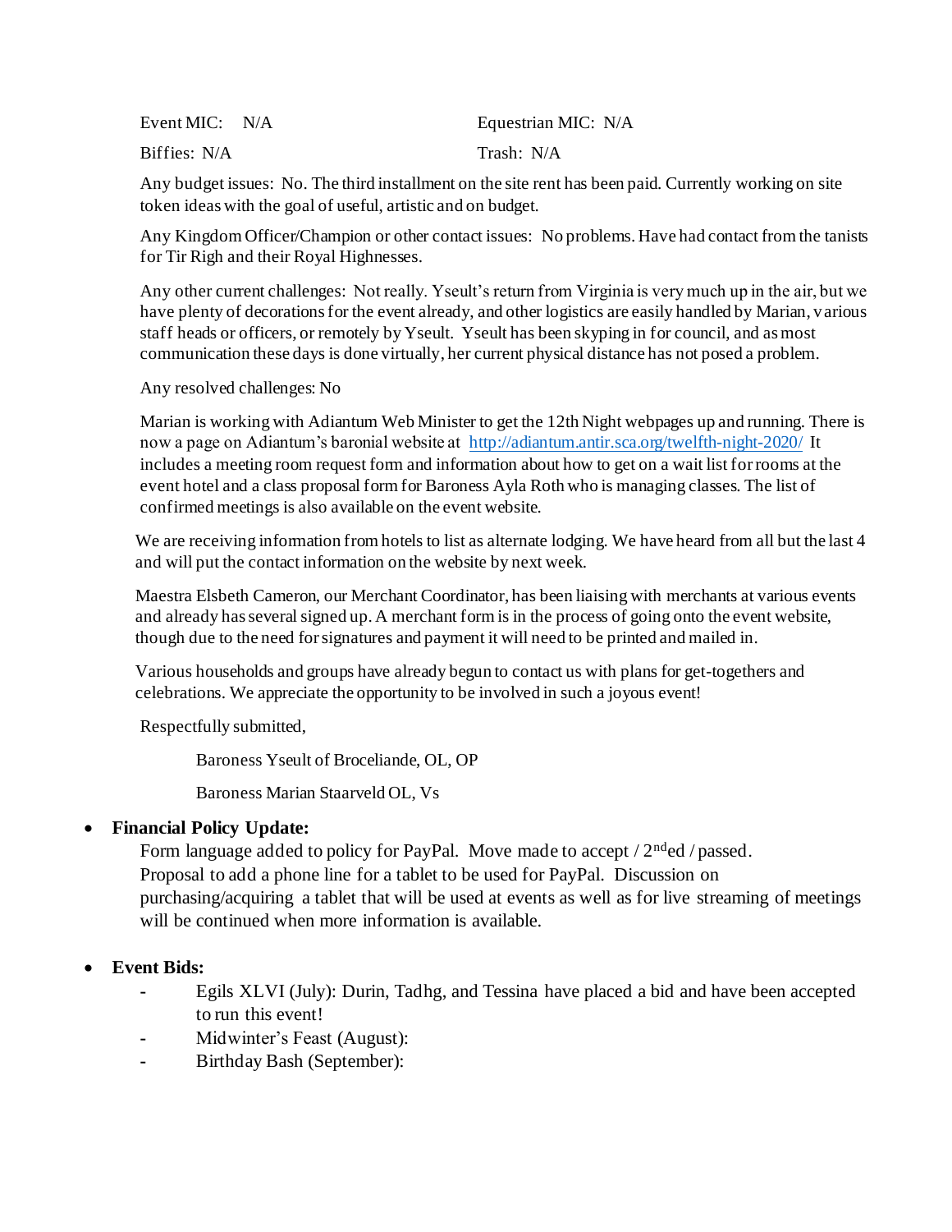Event MIC: N/A

Equestrian MIC: N/A

Biffies: N/A

Trash: N/A

Any budget issues: No. The third installment on the site rent has been paid. Currently working on site token ideas with the goal of useful, artistic and on budget.

Any Kingdom Officer/Champion or other contact issues: No problems. Have had contact from the tanists for Tir Righ and their Royal Highnesses.

Any other current challenges: Not really. Yseult's return from Virginia is very much up in the air, but we have plenty of decorations for the event already, and other logistics are easily handled by Marian, various staff heads or officers, or remotely by Yseult. Yseult has been skyping in for council, and as most communication these days is done virtually, her current physical distance has not posed a problem.

Any resolved challenges: No

Marian is working with Adiantum Web Minister to get the 12th Night webpages up and running. There is now a page on Adiantum's baronial website at http://adiantum.antir.sca.org/twelfth-night-2020/ It includes a meeting room request form and information about how to get on a wait list for rooms at the event hotel and a class proposal form for Baroness Ayla Roth who is managing classes. The list of confirmed meetings is also available on the event website.

We are receiving information from hotels to list as alternate lodging. We have heard from all but the last 4 and will put the contact information on the website by next week.

Maestra Elsbeth Cameron, our Merchant Coordinator, has been liaising with merchants at various events and already has several signed up. A merchant form is in the process of going onto the event website, though due to the need for signatures and payment it will need to be printed and mailed in.

Various households and groups have already begun to contact us with plans for get-togethers and celebrations. We appreciate the opportunity to be involved in such a joyous event!

Respectfully submitted,

Baroness Yseult of Broceliande, OL, OP

Baroness Marian Staarveld OL, Vs

- **Financial Policy Update:**
  Form language added to policy for PayPal. Move made to accept / 2nded / passed.
  Proposal to add a phone line for a tablet to be used for PayPal. Discussion on purchasing/acquiring a tablet that will be used at events as well as for live streaming of meetings will be continued when more information is available.

- **Event Bids:**
  - Egils XLVI (July): Durin, Tadhg, and Tessina have placed a bid and have been accepted to run this event!
  - Midwinter's Feast (August):
  - Birthday Bash (September):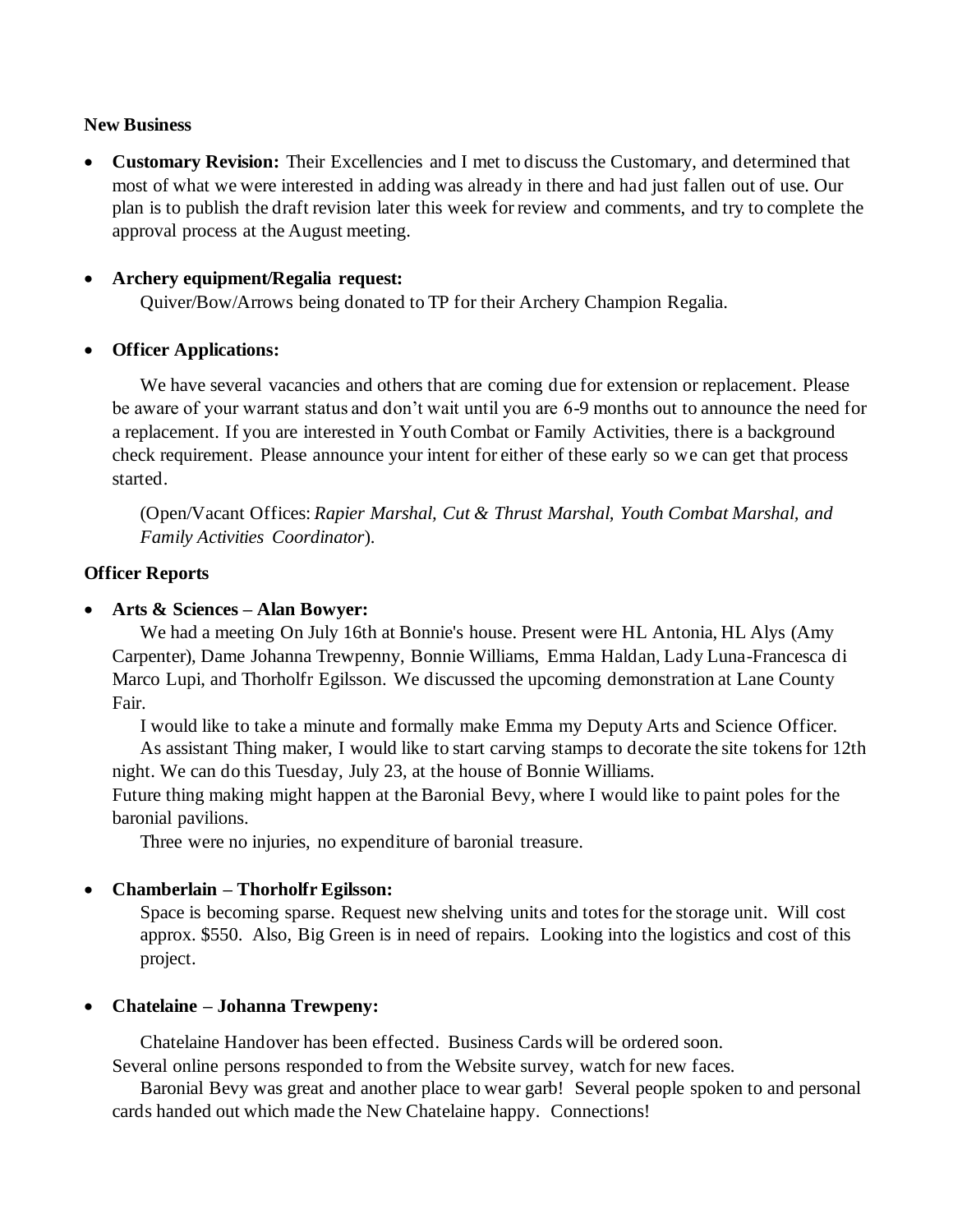**New Business**

- **Customary Revision:** Their Excellencies and I met to discuss the Customary, and determined that most of what we were interested in adding was already in there and had just fallen out of use. Our plan is to publish the draft revision later this week for review and comments, and try to complete the approval process at the August meeting.

- **Archery equipment/Regalia request:**
  Quiver/Bow/Arrows being donated to TP for their Archery Champion Regalia.

- **Officer Applications:**

  We have several vacancies and others that are coming due for extension or replacement. Please be aware of your warrant status and don't wait until you are 6-9 months out to announce the need for a replacement. If you are interested in Youth Combat or Family Activities, there is a background check requirement. Please announce your intent for either of these early so we can get that process started.

  (Open/Vacant Offices: *Rapier Marshal, Cut & Thrust Marshal, Youth Combat Marshal, and Family Activities Coordinator*).

**Officer Reports**

- **Arts & Sciences – Alan Bowyer:**
  We had a meeting On July 16th at Bonnie's house. Present were HL Antonia, HL Alys (Amy Carpenter), Dame Johanna Trewpenny, Bonnie Williams, Emma Haldan, Lady Luna-Francesca di Marco Lupi, and Thorholfr Egilsson. We discussed the upcoming demonstration at Lane County Fair.
  I would like to take a minute and formally make Emma my Deputy Arts and Science Officer.
  As assistant Thing maker, I would like to start carving stamps to decorate the site tokens for 12th night. We can do this Tuesday, July 23, at the house of Bonnie Williams.
  Future thing making might happen at the Baronial Bevy, where I would like to paint poles for the baronial pavilions.
  Three were no injuries, no expenditure of baronial treasure.

- **Chamberlain – Thorholfr Egilsson:**
  Space is becoming sparse. Request new shelving units and totes for the storage unit. Will cost approx. $550. Also, Big Green is in need of repairs. Looking into the logistics and cost of this project.

- **Chatelaine – Johanna Trewpeny:**

  Chatelaine Handover has been effected. Business Cards will be ordered soon.
  Several online persons responded to from the Website survey, watch for new faces.
  Baronial Bevy was great and another place to wear garb! Several people spoken to and personal cards handed out which made the New Chatelaine happy. Connections!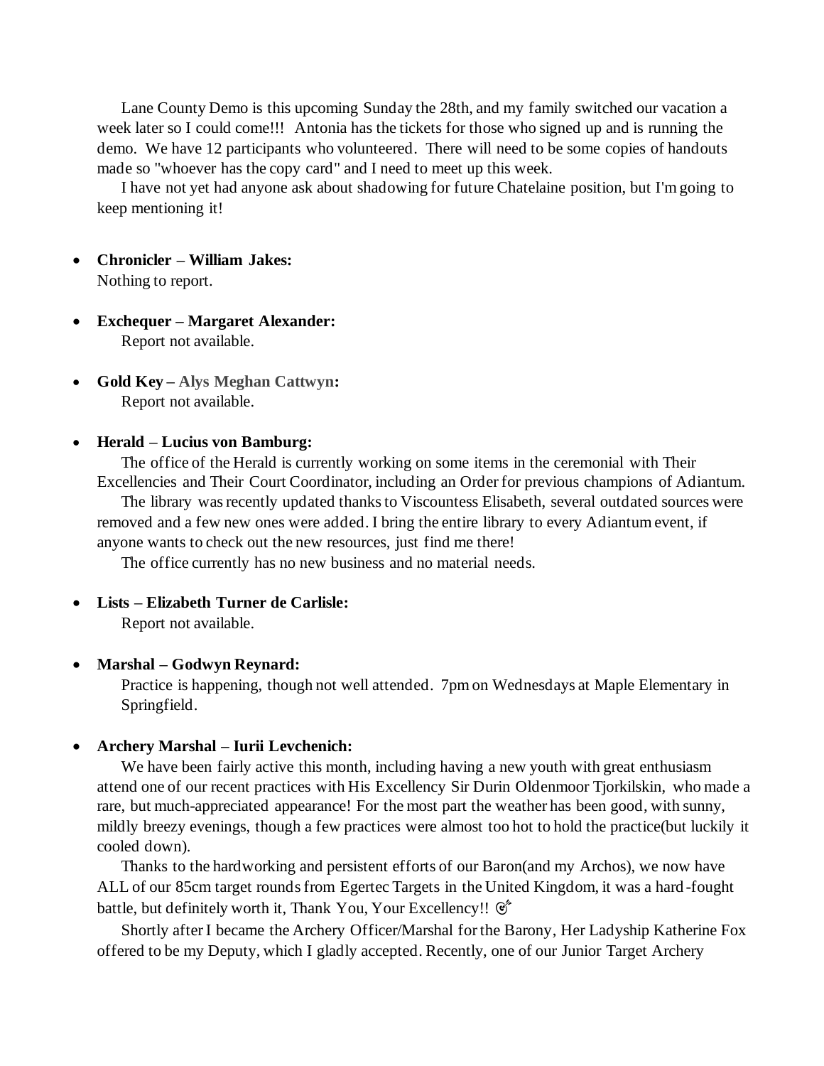Lane County Demo is this upcoming Sunday the 28th, and my family switched our vacation a week later so I could come!!! Antonia has the tickets for those who signed up and is running the demo. We have 12 participants who volunteered. There will need to be some copies of handouts made so "whoever has the copy card" and I need to meet up this week.

I have not yet had anyone ask about shadowing for future Chatelaine position, but I'm going to keep mentioning it!

- **Chronicler – William Jakes:**
  Nothing to report.

- **Exchequer – Margaret Alexander:**
  Report not available.

- **Gold Key – Alys Meghan Cattwyn:**
  Report not available.

- **Herald – Lucius von Bamburg:**
  The office of the Herald is currently working on some items in the ceremonial with Their Excellencies and Their Court Coordinator, including an Order for previous champions of Adiantum.
  The library was recently updated thanks to Viscountess Elisabeth, several outdated sources were removed and a few new ones were added. I bring the entire library to every Adiantum event, if anyone wants to check out the new resources, just find me there!
  The office currently has no new business and no material needs.

- **Lists – Elizabeth Turner de Carlisle:**
  Report not available.

- **Marshal – Godwyn Reynard:**
  Practice is happening, though not well attended. 7pm on Wednesdays at Maple Elementary in Springfield.

- **Archery Marshal – Iurii Levchenich:**
  We have been fairly active this month, including having a new youth with great enthusiasm attend one of our recent practices with His Excellency Sir Durin Oldenmoor Tjorkilskin, who made a rare, but much-appreciated appearance! For the most part the weather has been good, with sunny, mildly breezy evenings, though a few practices were almost too hot to hold the practice(but luckily it cooled down).
  Thanks to the hardworking and persistent efforts of our Baron(and my Archos), we now have ALL of our 85cm target rounds from Egertec Targets in the United Kingdom, it was a hard-fought battle, but definitely worth it, Thank You, Your Excellency!! 🎯
  Shortly after I became the Archery Officer/Marshal for the Barony, Her Ladyship Katherine Fox offered to be my Deputy, which I gladly accepted. Recently, one of our Junior Target Archery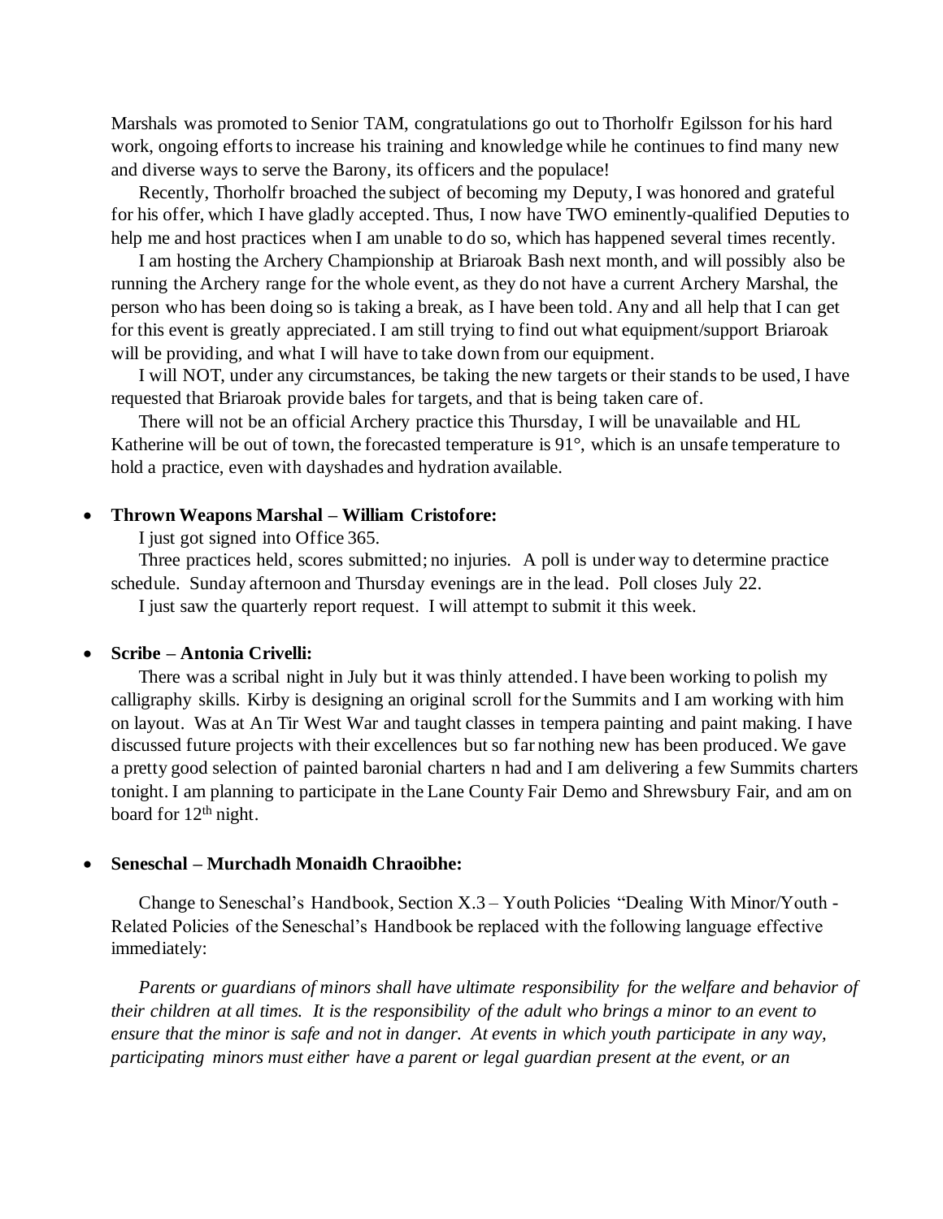Marshals was promoted to Senior TAM, congratulations go out to Thorholfr Egilsson for his hard work, ongoing efforts to increase his training and knowledge while he continues to find many new and diverse ways to serve the Barony, its officers and the populace!

Recently, Thorholfr broached the subject of becoming my Deputy, I was honored and grateful for his offer, which I have gladly accepted. Thus, I now have TWO eminently-qualified Deputies to help me and host practices when I am unable to do so, which has happened several times recently.

I am hosting the Archery Championship at Briaroak Bash next month, and will possibly also be running the Archery range for the whole event, as they do not have a current Archery Marshal, the person who has been doing so is taking a break, as I have been told. Any and all help that I can get for this event is greatly appreciated. I am still trying to find out what equipment/support Briaroak will be providing, and what I will have to take down from our equipment.

I will NOT, under any circumstances, be taking the new targets or their stands to be used, I have requested that Briaroak provide bales for targets, and that is being taken care of.

There will not be an official Archery practice this Thursday, I will be unavailable and HL Katherine will be out of town, the forecasted temperature is 91°, which is an unsafe temperature to hold a practice, even with dayshades and hydration available.

- **Thrown Weapons Marshal – William Cristofore:**

  I just got signed into Office 365.

  Three practices held, scores submitted; no injuries. A poll is under way to determine practice schedule. Sunday afternoon and Thursday evenings are in the lead. Poll closes July 22.

  I just saw the quarterly report request. I will attempt to submit it this week.

- **Scribe – Antonia Crivelli:**

  There was a scribal night in July but it was thinly attended. I have been working to polish my calligraphy skills. Kirby is designing an original scroll for the Summits and I am working with him on layout. Was at An Tir West War and taught classes in tempera painting and paint making. I have discussed future projects with their excellences but so far nothing new has been produced. We gave a pretty good selection of painted baronial charters n had and I am delivering a few Summits charters tonight. I am planning to participate in the Lane County Fair Demo and Shrewsbury Fair, and am on board for 12th night.

- **Seneschal – Murchadh Monaidh Chraoibhe:**

  Change to Seneschal's Handbook, Section X.3 – Youth Policies "Dealing With Minor/Youth - Related Policies of the Seneschal's Handbook be replaced with the following language effective immediately:

  *Parents or guardians of minors shall have ultimate responsibility for the welfare and behavior of their children at all times. It is the responsibility of the adult who brings a minor to an event to ensure that the minor is safe and not in danger. At events in which youth participate in any way, participating minors must either have a parent or legal guardian present at the event, or an*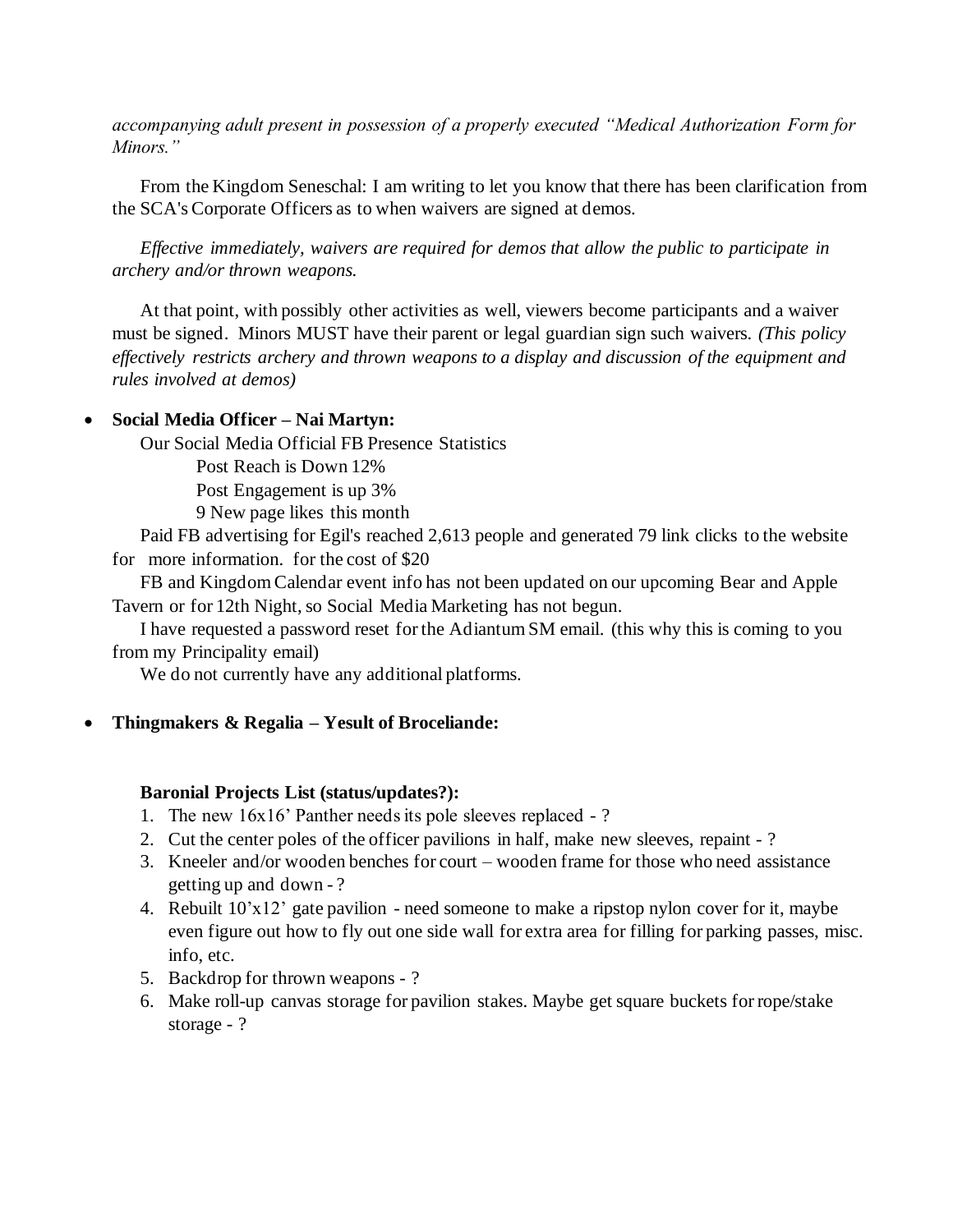*accompanying adult present in possession of a properly executed "Medical Authorization Form for Minors."*

From the Kingdom Seneschal: I am writing to let you know that there has been clarification from the SCA's Corporate Officers as to when waivers are signed at demos.

*Effective immediately, waivers are required for demos that allow the public to participate in archery and/or thrown weapons.*

At that point, with possibly other activities as well, viewers become participants and a waiver must be signed. Minors MUST have their parent or legal guardian sign such waivers. *(This policy effectively restricts archery and thrown weapons to a display and discussion of the equipment and rules involved at demos)*

- **Social Media Officer – Nai Martyn:**

  Our Social Media Official FB Presence Statistics

  Post Reach is Down 12%

  Post Engagement is up 3%

  9 New page likes this month

  Paid FB advertising for Egil's reached 2,613 people and generated 79 link clicks to the website for more information. for the cost of $20

  FB and Kingdom Calendar event info has not been updated on our upcoming Bear and Apple Tavern or for 12th Night, so Social Media Marketing has not begun.

  I have requested a password reset for the Adiantum SM email. (this why this is coming to you from my Principality email)

  We do not currently have any additional platforms.

- **Thingmakers & Regalia – Yesult of Broceliande:**

**Baronial Projects List (status/updates?):**

1. The new 16x16' Panther needs its pole sleeves replaced - ?
2. Cut the center poles of the officer pavilions in half, make new sleeves, repaint - ?
3. Kneeler and/or wooden benches for court – wooden frame for those who need assistance getting up and down - ?
4. Rebuilt 10'x12' gate pavilion - need someone to make a ripstop nylon cover for it, maybe even figure out how to fly out one side wall for extra area for filling for parking passes, misc. info, etc.
5. Backdrop for thrown weapons - ?
6. Make roll-up canvas storage for pavilion stakes. Maybe get square buckets for rope/stake storage - ?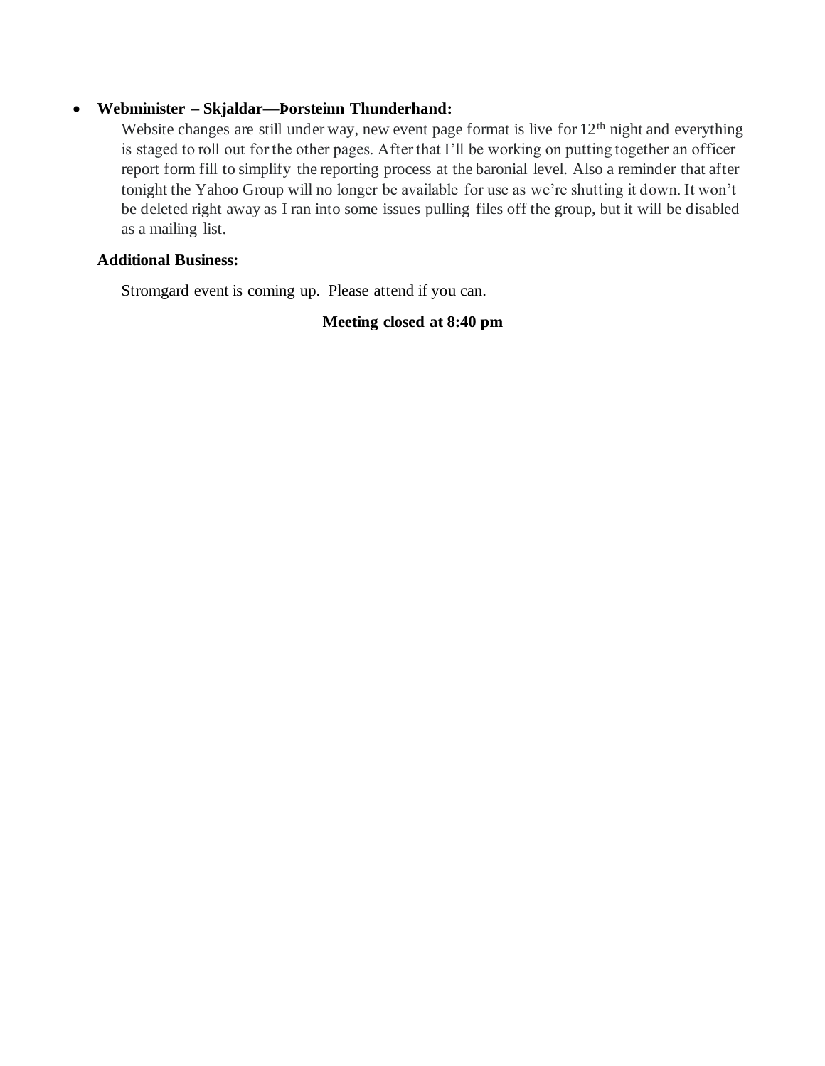- **Webminister – Skjaldar—Þorsteinn Thunderhand:**

  Website changes are still under way, new event page format is live for 12th night and everything is staged to roll out for the other pages. After that I'll be working on putting together an officer report form fill to simplify the reporting process at the baronial level. Also a reminder that after tonight the Yahoo Group will no longer be available for use as we're shutting it down. It won't be deleted right away as I ran into some issues pulling files off the group, but it will be disabled as a mailing list.

**Additional Business:**

Stromgard event is coming up. Please attend if you can.

**Meeting closed at 8:40 pm**